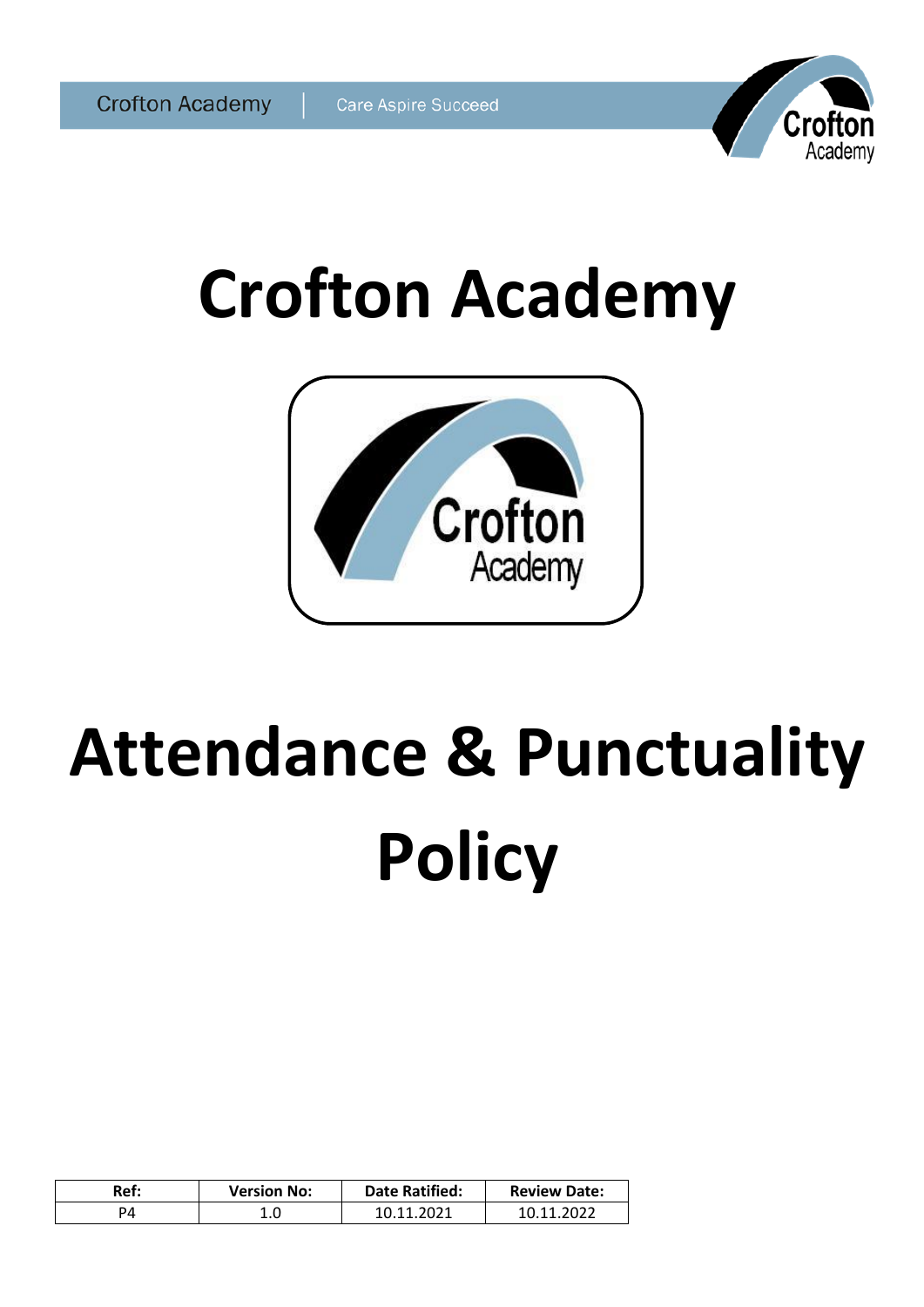# Crofton Academy

# Attendance & Punctuality Policy

| Ref: | Version No: | Date Ratified: | Review Date: |
|---|---|---|---|
| P4 | 1.0 | 10.11.2021 | 10.11.2022 |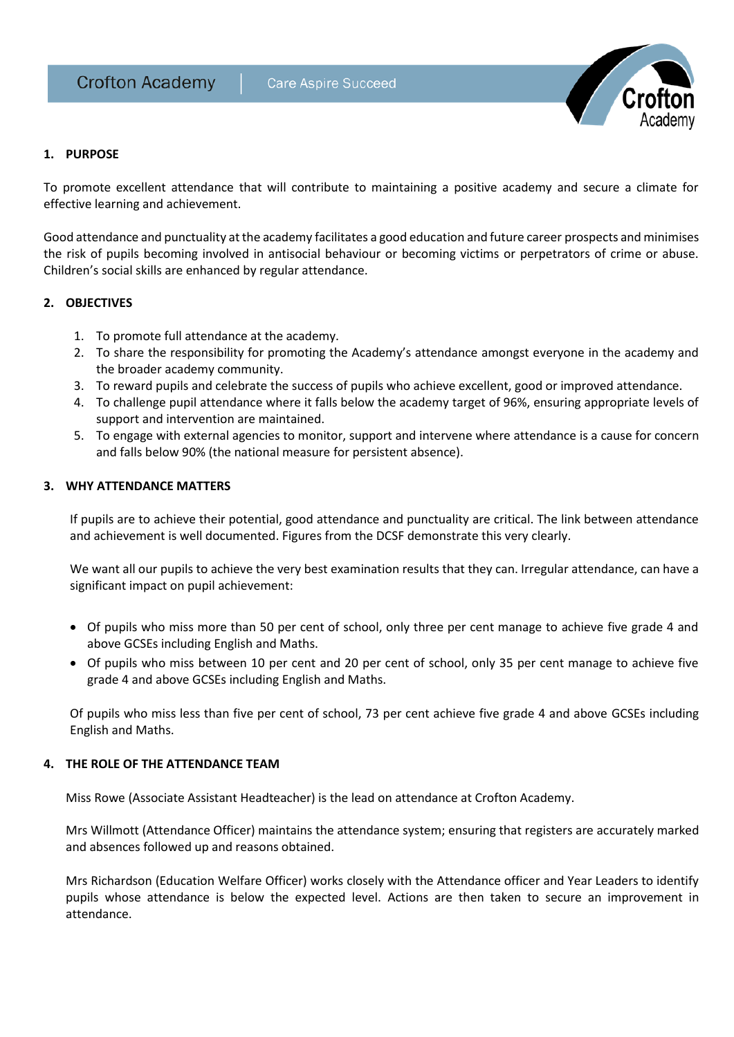## 1. PURPOSE

To promote excellent attendance that will contribute to maintaining a positive academy and secure a climate for effective learning and achievement.

Good attendance and punctuality at the academy facilitates a good education and future career prospects and minimises the risk of pupils becoming involved in antisocial behaviour or becoming victims or perpetrators of crime or abuse. Children's social skills are enhanced by regular attendance.

## 2. OBJECTIVES

1. To promote full attendance at the academy.
2. To share the responsibility for promoting the Academy's attendance amongst everyone in the academy and the broader academy community.
3. To reward pupils and celebrate the success of pupils who achieve excellent, good or improved attendance.
4. To challenge pupil attendance where it falls below the academy target of 96%, ensuring appropriate levels of support and intervention are maintained.
5. To engage with external agencies to monitor, support and intervene where attendance is a cause for concern and falls below 90% (the national measure for persistent absence).

## 3. WHY ATTENDANCE MATTERS

If pupils are to achieve their potential, good attendance and punctuality are critical. The link between attendance and achievement is well documented. Figures from the DCSF demonstrate this very clearly.

We want all our pupils to achieve the very best examination results that they can. Irregular attendance, can have a significant impact on pupil achievement:

- Of pupils who miss more than 50 per cent of school, only three per cent manage to achieve five grade 4 and above GCSEs including English and Maths.
- Of pupils who miss between 10 per cent and 20 per cent of school, only 35 per cent manage to achieve five grade 4 and above GCSEs including English and Maths.

Of pupils who miss less than five per cent of school, 73 per cent achieve five grade 4 and above GCSEs including English and Maths.

## 4. THE ROLE OF THE ATTENDANCE TEAM

Miss Rowe (Associate Assistant Headteacher) is the lead on attendance at Crofton Academy.

Mrs Willmott (Attendance Officer) maintains the attendance system; ensuring that registers are accurately marked and absences followed up and reasons obtained.

Mrs Richardson (Education Welfare Officer) works closely with the Attendance officer and Year Leaders to identify pupils whose attendance is below the expected level. Actions are then taken to secure an improvement in attendance.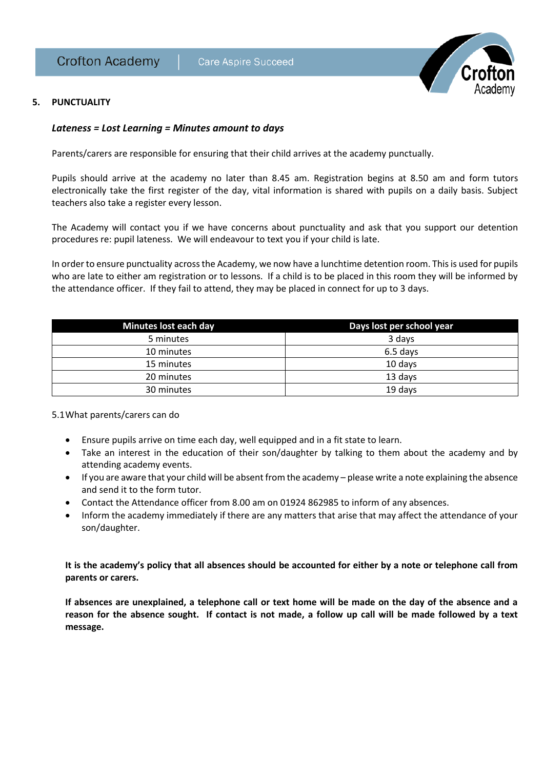## 5. PUNCTUALITY

***Lateness = Lost Learning = Minutes amount to days***

Parents/carers are responsible for ensuring that their child arrives at the academy punctually.

Pupils should arrive at the academy no later than 8.45 am. Registration begins at 8.50 am and form tutors electronically take the first register of the day, vital information is shared with pupils on a daily basis. Subject teachers also take a register every lesson.

The Academy will contact you if we have concerns about punctuality and ask that you support our detention procedures re: pupil lateness. We will endeavour to text you if your child is late.

In order to ensure punctuality across the Academy, we now have a lunchtime detention room. This is used for pupils who are late to either am registration or to lessons. If a child is to be placed in this room they will be informed by the attendance officer. If they fail to attend, they may be placed in connect for up to 3 days.

| Minutes lost each day | Days lost per school year |
|---|---|
| 5 minutes | 3 days |
| 10 minutes | 6.5 days |
| 15 minutes | 10 days |
| 20 minutes | 13 days |
| 30 minutes | 19 days |

5.1 What parents/carers can do

- Ensure pupils arrive on time each day, well equipped and in a fit state to learn.
- Take an interest in the education of their son/daughter by talking to them about the academy and by attending academy events.
- If you are aware that your child will be absent from the academy – please write a note explaining the absence and send it to the form tutor.
- Contact the Attendance officer from 8.00 am on 01924 862985 to inform of any absences.
- Inform the academy immediately if there are any matters that arise that may affect the attendance of your son/daughter.

**It is the academy's policy that all absences should be accounted for either by a note or telephone call from parents or carers.**

**If absences are unexplained, a telephone call or text home will be made on the day of the absence and a reason for the absence sought. If contact is not made, a follow up call will be made followed by a text message.**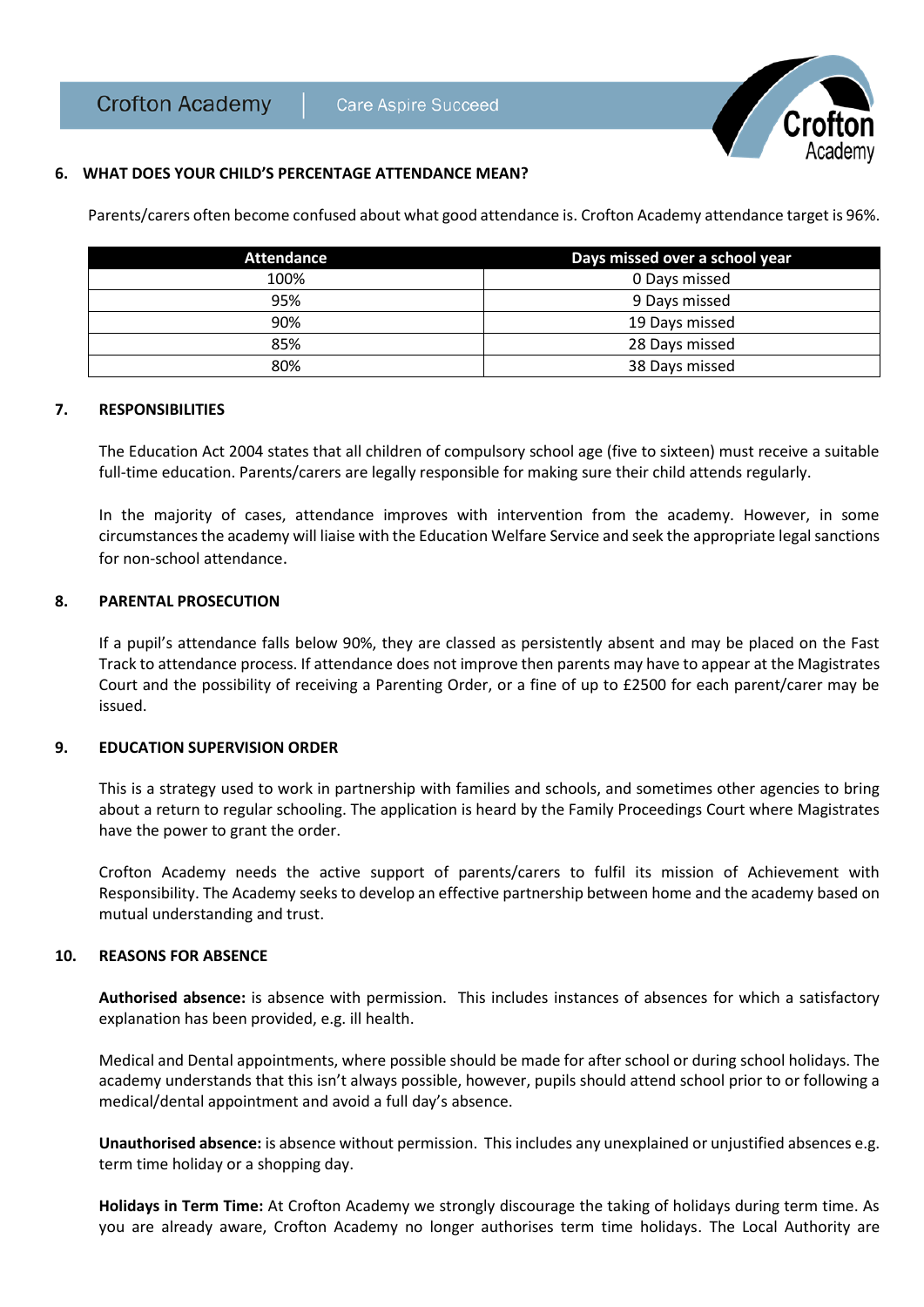## 6. WHAT DOES YOUR CHILD'S PERCENTAGE ATTENDANCE MEAN?

Parents/carers often become confused about what good attendance is. Crofton Academy attendance target is 96%.

| Attendance | Days missed over a school year |
|---|---|
| 100% | 0 Days missed |
| 95% | 9 Days missed |
| 90% | 19 Days missed |
| 85% | 28 Days missed |
| 80% | 38 Days missed |

## 7. RESPONSIBILITIES

The Education Act 2004 states that all children of compulsory school age (five to sixteen) must receive a suitable full-time education. Parents/carers are legally responsible for making sure their child attends regularly.

In the majority of cases, attendance improves with intervention from the academy. However, in some circumstances the academy will liaise with the Education Welfare Service and seek the appropriate legal sanctions for non-school attendance.

## 8. PARENTAL PROSECUTION

If a pupil's attendance falls below 90%, they are classed as persistently absent and may be placed on the Fast Track to attendance process. If attendance does not improve then parents may have to appear at the Magistrates Court and the possibility of receiving a Parenting Order, or a fine of up to £2500 for each parent/carer may be issued.

## 9. EDUCATION SUPERVISION ORDER

This is a strategy used to work in partnership with families and schools, and sometimes other agencies to bring about a return to regular schooling. The application is heard by the Family Proceedings Court where Magistrates have the power to grant the order.

Crofton Academy needs the active support of parents/carers to fulfil its mission of Achievement with Responsibility. The Academy seeks to develop an effective partnership between home and the academy based on mutual understanding and trust.

## 10. REASONS FOR ABSENCE

**Authorised absence:** is absence with permission. This includes instances of absences for which a satisfactory explanation has been provided, e.g. ill health.

Medical and Dental appointments, where possible should be made for after school or during school holidays. The academy understands that this isn't always possible, however, pupils should attend school prior to or following a medical/dental appointment and avoid a full day's absence.

**Unauthorised absence:** is absence without permission. This includes any unexplained or unjustified absences e.g. term time holiday or a shopping day.

**Holidays in Term Time:** At Crofton Academy we strongly discourage the taking of holidays during term time. As you are already aware, Crofton Academy no longer authorises term time holidays. The Local Authority are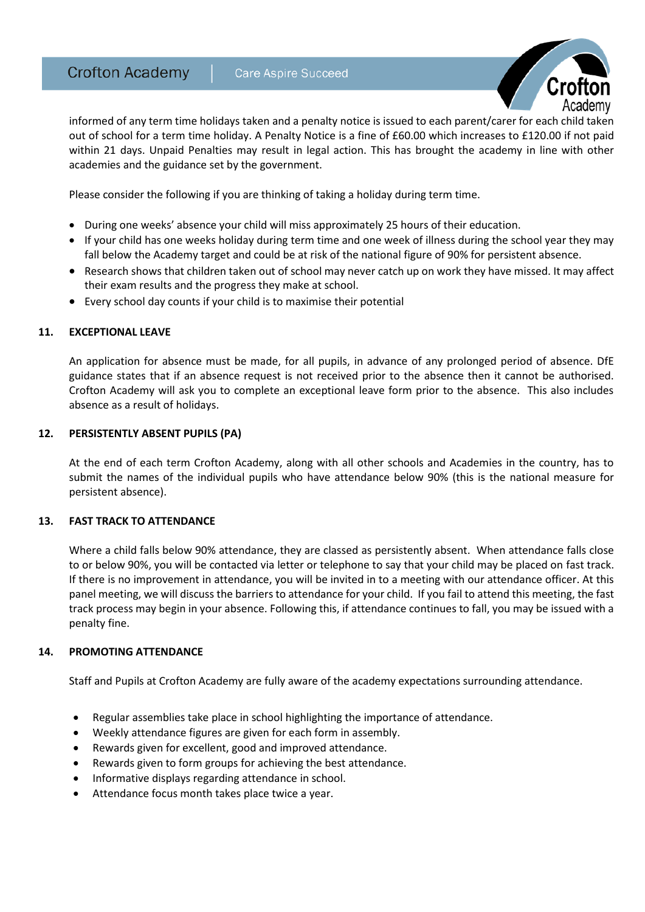informed of any term time holidays taken and a penalty notice is issued to each parent/carer for each child taken out of school for a term time holiday. A Penalty Notice is a fine of £60.00 which increases to £120.00 if not paid within 21 days. Unpaid Penalties may result in legal action. This has brought the academy in line with other academies and the guidance set by the government.

Please consider the following if you are thinking of taking a holiday during term time.

- During one weeks' absence your child will miss approximately 25 hours of their education.
- If your child has one weeks holiday during term time and one week of illness during the school year they may fall below the Academy target and could be at risk of the national figure of 90% for persistent absence.
- Research shows that children taken out of school may never catch up on work they have missed. It may affect their exam results and the progress they make at school.
- Every school day counts if your child is to maximise their potential

## 11. EXCEPTIONAL LEAVE

An application for absence must be made, for all pupils, in advance of any prolonged period of absence. DfE guidance states that if an absence request is not received prior to the absence then it cannot be authorised. Crofton Academy will ask you to complete an exceptional leave form prior to the absence. This also includes absence as a result of holidays.

## 12. PERSISTENTLY ABSENT PUPILS (PA)

At the end of each term Crofton Academy, along with all other schools and Academies in the country, has to submit the names of the individual pupils who have attendance below 90% (this is the national measure for persistent absence).

## 13. FAST TRACK TO ATTENDANCE

Where a child falls below 90% attendance, they are classed as persistently absent. When attendance falls close to or below 90%, you will be contacted via letter or telephone to say that your child may be placed on fast track. If there is no improvement in attendance, you will be invited in to a meeting with our attendance officer. At this panel meeting, we will discuss the barriers to attendance for your child. If you fail to attend this meeting, the fast track process may begin in your absence. Following this, if attendance continues to fall, you may be issued with a penalty fine.

## 14. PROMOTING ATTENDANCE

Staff and Pupils at Crofton Academy are fully aware of the academy expectations surrounding attendance.

- Regular assemblies take place in school highlighting the importance of attendance.
- Weekly attendance figures are given for each form in assembly.
- Rewards given for excellent, good and improved attendance.
- Rewards given to form groups for achieving the best attendance.
- Informative displays regarding attendance in school.
- Attendance focus month takes place twice a year.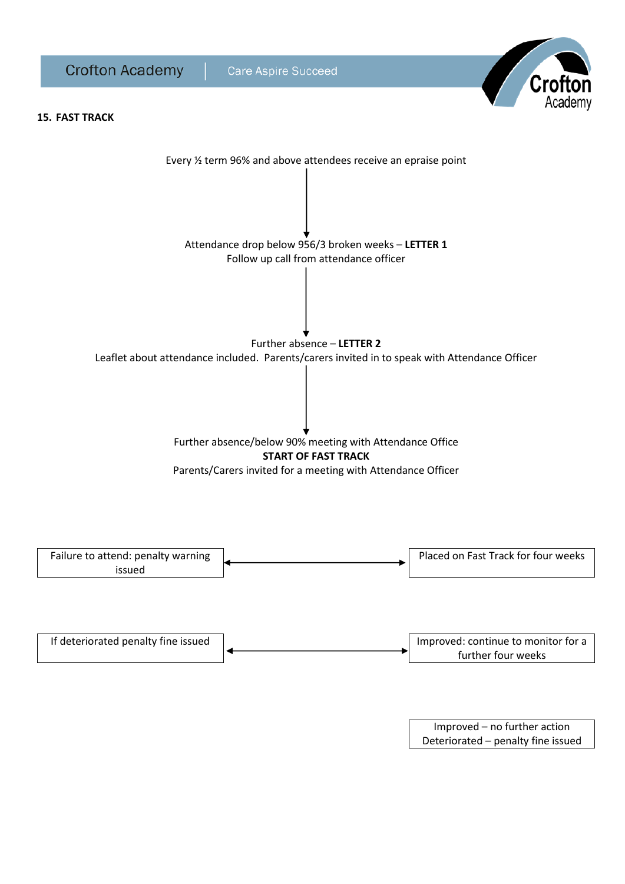## 15. FAST TRACK

Every ½ term 96% and above attendees receive an epraise point

↓

Attendance drop below 956/3 broken weeks – **LETTER 1**
Follow up call from attendance officer

↓

Further absence – **LETTER 2**
Leaflet about attendance included. Parents/carers invited in to speak with Attendance Officer

↓

Further absence/below 90% meeting with Attendance Office
**START OF FAST TRACK**
Parents/Carers invited for a meeting with Attendance Officer

| | | |
|---|---|---|
| Failure to attend: penalty warning issued | ↔ | Placed on Fast Track for four weeks |
| If deteriorated penalty fine issued | ↔ | Improved: continue to monitor for a further four weeks |
| | | Improved – no further action<br>Deteriorated – penalty fine issued |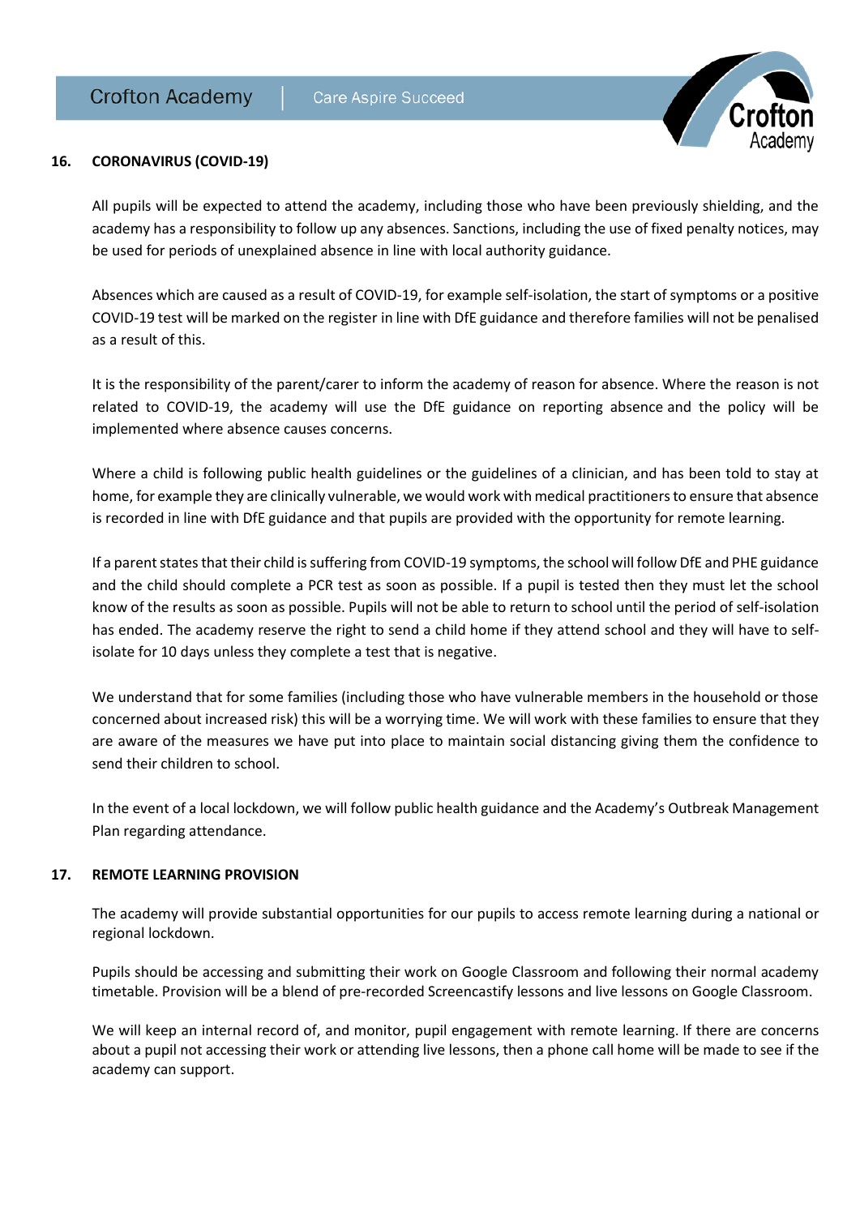## 16. CORONAVIRUS (COVID-19)

All pupils will be expected to attend the academy, including those who have been previously shielding, and the academy has a responsibility to follow up any absences. Sanctions, including the use of fixed penalty notices, may be used for periods of unexplained absence in line with local authority guidance.

Absences which are caused as a result of COVID-19, for example self-isolation, the start of symptoms or a positive COVID-19 test will be marked on the register in line with DfE guidance and therefore families will not be penalised as a result of this.

It is the responsibility of the parent/carer to inform the academy of reason for absence. Where the reason is not related to COVID-19, the academy will use the DfE guidance on reporting absence and the policy will be implemented where absence causes concerns.

Where a child is following public health guidelines or the guidelines of a clinician, and has been told to stay at home, for example they are clinically vulnerable, we would work with medical practitioners to ensure that absence is recorded in line with DfE guidance and that pupils are provided with the opportunity for remote learning.

If a parent states that their child is suffering from COVID-19 symptoms, the school will follow DfE and PHE guidance and the child should complete a PCR test as soon as possible. If a pupil is tested then they must let the school know of the results as soon as possible. Pupils will not be able to return to school until the period of self-isolation has ended. The academy reserve the right to send a child home if they attend school and they will have to self-isolate for 10 days unless they complete a test that is negative.

We understand that for some families (including those who have vulnerable members in the household or those concerned about increased risk) this will be a worrying time. We will work with these families to ensure that they are aware of the measures we have put into place to maintain social distancing giving them the confidence to send their children to school.

In the event of a local lockdown, we will follow public health guidance and the Academy's Outbreak Management Plan regarding attendance.

## 17. REMOTE LEARNING PROVISION

The academy will provide substantial opportunities for our pupils to access remote learning during a national or regional lockdown.

Pupils should be accessing and submitting their work on Google Classroom and following their normal academy timetable. Provision will be a blend of pre-recorded Screencastify lessons and live lessons on Google Classroom.

We will keep an internal record of, and monitor, pupil engagement with remote learning. If there are concerns about a pupil not accessing their work or attending live lessons, then a phone call home will be made to see if the academy can support.